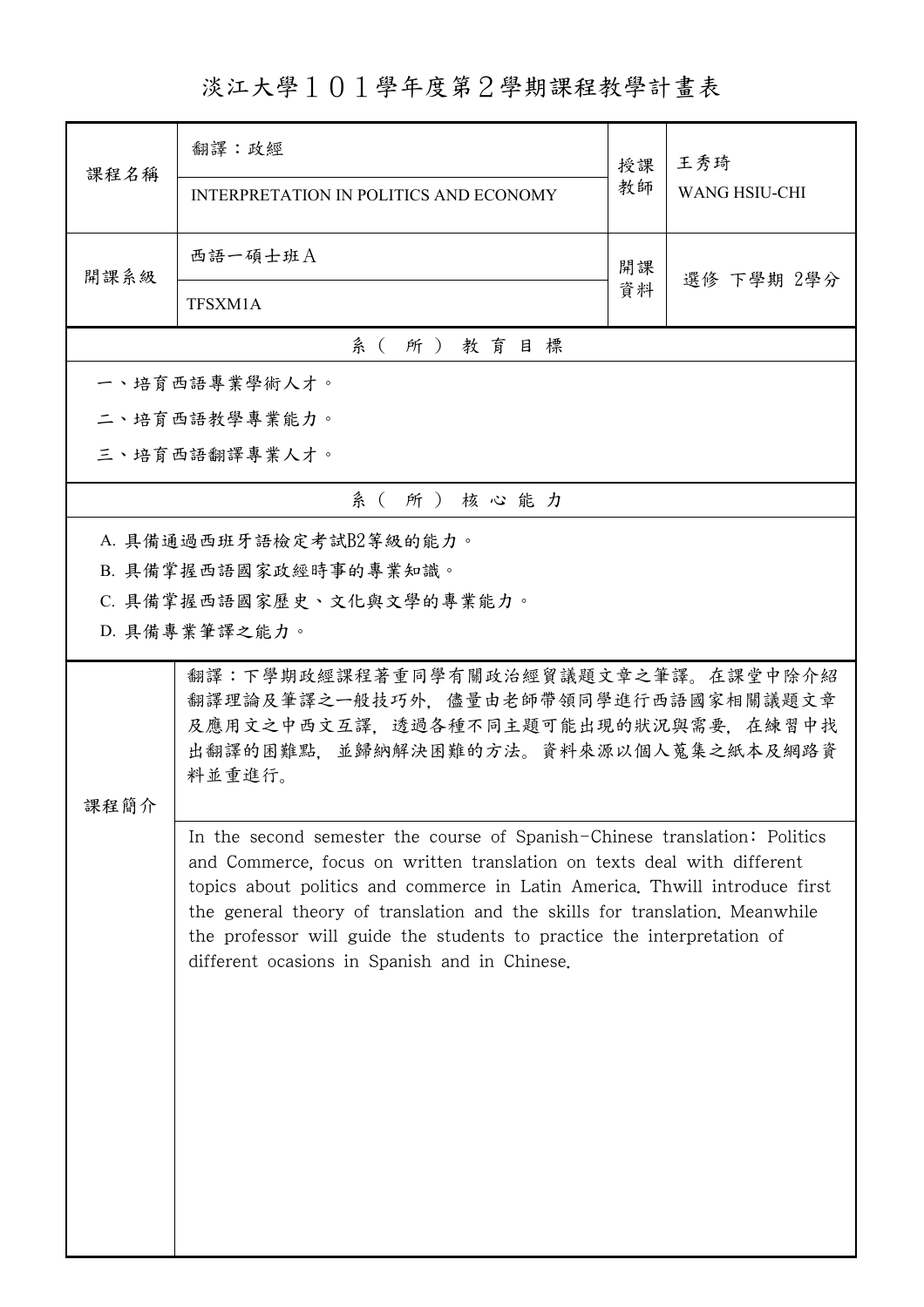# 淡江大學１０１學年度第２學期課程教學計畫表

| 課程名稱 | 翻譯：政經<br>INTERPRETATION IN POLITICS AND ECONOMY | 授課教師 | 王秀琦<br>WANG HSIU-CHI |
|---|---|---|---|
| 開課系級 | 西語一碩士班Ａ<br>TFSXM1A | 開課資料 | 選修 下學期 2學分 |

## 系（所）教育目標

一、培育西語專業學術人才。

二、培育西語教學專業能力。

三、培育西語翻譯專業人才。

## 系（所）核心能力

A. 具備通過西班牙語檢定考試B2等級的能力。

B. 具備掌握西語國家政經時事的專業知識。

C. 具備掌握西語國家歷史、文化與文學的專業能力。

D. 具備專業筆譯之能力。

## 課程簡介

翻譯：下學期政經課程著重同學有關政治經貿議題文章之筆譯。在課堂中除介紹翻譯理論及筆譯之一般技巧外，儘量由老師帶領同學進行西語國家相關議題文章及應用文之中西文互譯，透過各種不同主題可能出現的狀況與需要，在練習中找出翻譯的困難點，並歸納解決困難的方法。資料來源以個人蒐集之紙本及網路資料並重進行。

In the second semester the course of Spanish-Chinese translation: Politics and Commerce, focus on written translation on texts deal with different topics about politics and commerce in Latin America. Thwill introduce first the general theory of translation and the skills for translation. Meanwhile the professor will guide the students to practice the interpretation of different ocasions in Spanish and in Chinese.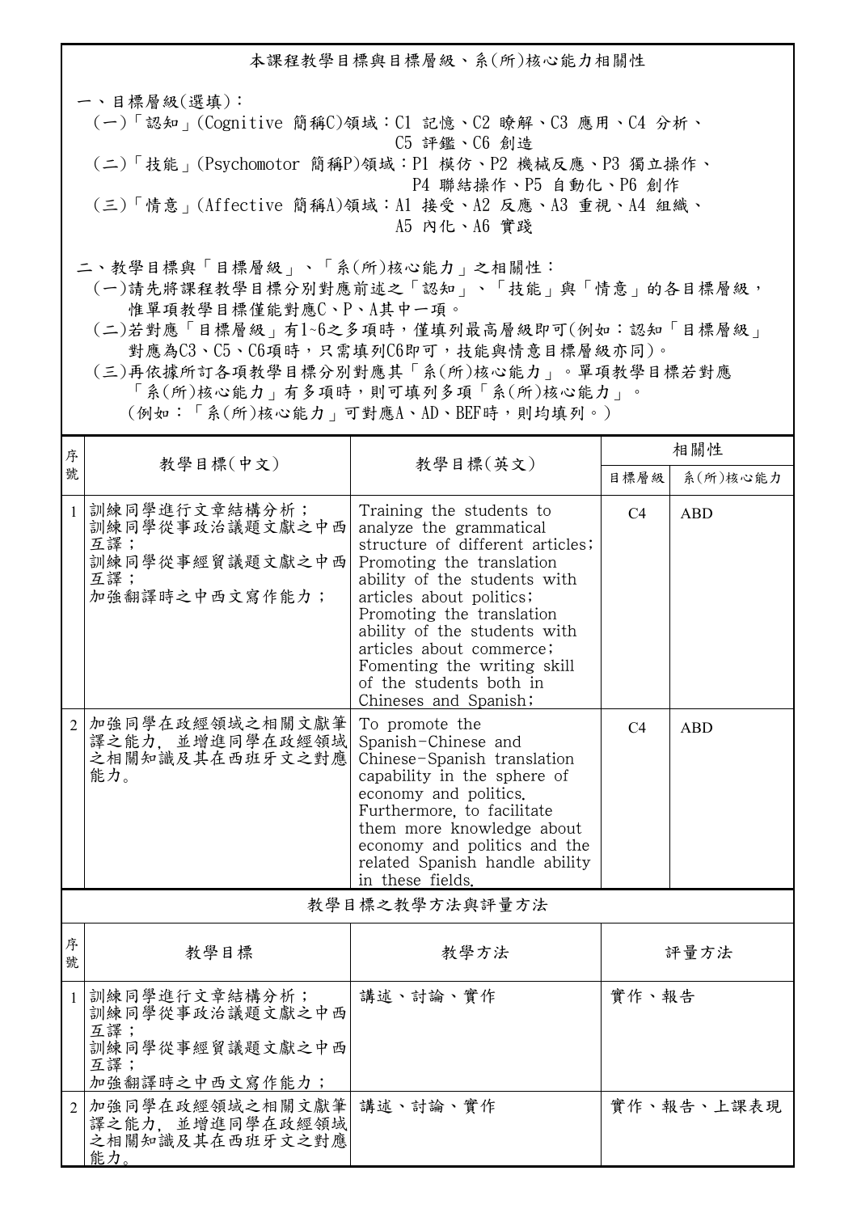## 本課程教學目標與目標層級、系(所)核心能力相關性

一、目標層級(選填)：

(一)「認知」(Cognitive 簡稱C)領域：C1 記憶、C2 瞭解、C3 應用、C4 分析、C5 評鑑、C6 創造

(二)「技能」(Psychomotor 簡稱P)領域：P1 模仿、P2 機械反應、P3 獨立操作、P4 聯結操作、P5 自動化、P6 創作

(三)「情意」(Affective 簡稱A)領域：A1 接受、A2 反應、A3 重視、A4 組織、A5 內化、A6 實踐

二、教學目標與「目標層級」、「系(所)核心能力」之相關性：

(一)請先將課程教學目標分別對應前述之「認知」、「技能」與「情意」的各目標層級，惟單項教學目標僅能對應C、P、A其中一項。

(二)若對應「目標層級」有1~6之多項時，僅填列最高層級即可(例如：認知「目標層級」對應為C3、C5、C6項時，只需填列C6即可，技能與情意目標層級亦同)。

(三)再依據所訂各項教學目標分別對應其「系(所)核心能力」。單項教學目標若對應「系(所)核心能力」有多項時，則可填列多項「系(所)核心能力」。(例如：「系(所)核心能力」可對應A、AD、BEF時，則均填列。)

| 序號 | 教學目標(中文) | 教學目標(英文) | 相關性 | |
|---|---|---|---|---|
| | | | 目標層級 | 系(所)核心能力 |
| 1 | 訓練同學進行文章結構分析；<br>訓練同學從事政治議題文獻之中西互譯；<br>訓練同學從事經貿議題文獻之中西互譯；<br>加強翻譯時之中西文寫作能力； | Training the students to analyze the grammatical structure of different articles;<br>Promoting the translation ability of the students with articles about politics;<br>Promoting the translation ability of the students with articles about commerce;<br>Fomenting the writing skill of the students both in Chineses and Spanish; | C4 | ABD |
| 2 | 加強同學在政經領域之相關文獻筆譯之能力，並增進同學在政經領域之相關知識及其在西班牙文之對應能力。 | To promote the Spanish-Chinese and Chinese-Spanish translation capability in the sphere of economy and politics. Furthermore, to facilitate them more knowledge about economy and politics and the related Spanish handle ability in these fields. | C4 | ABD |

## 教學目標之教學方法與評量方法

| 序號 | 教學目標 | 教學方法 | 評量方法 |
|---|---|---|---|
| 1 | 訓練同學進行文章結構分析；<br>訓練同學從事政治議題文獻之中西互譯；<br>訓練同學從事經貿議題文獻之中西互譯；<br>加強翻譯時之中西文寫作能力； | 講述、討論、實作 | 實作、報告 |
| 2 | 加強同學在政經領域之相關文獻筆譯之能力，並增進同學在政經領域之相關知識及其在西班牙文之對應能力。 | 講述、討論、實作 | 實作、報告、上課表現 |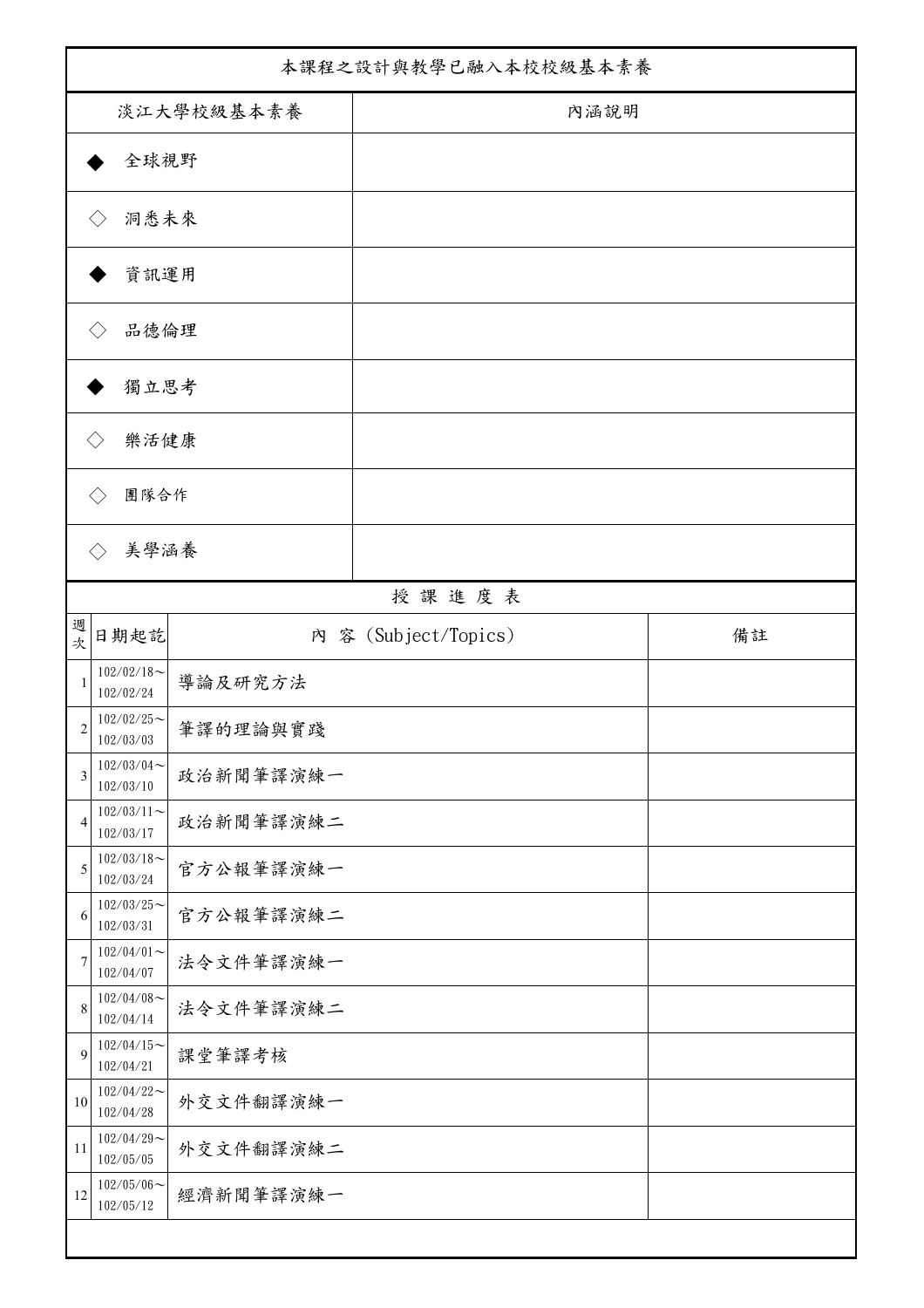本課程之設計與教學已融入本校校級基本素養

| 淡江大學校級基本素養 | 內涵說明 |
| --- | --- |
| ◆ 全球視野 | |
| ◇ 洞悉未來 | |
| ◆ 資訊運用 | |
| ◇ 品德倫理 | |
| ◆ 獨立思考 | |
| ◇ 樂活健康 | |
| ◇ 團隊合作 | |
| ◇ 美學涵養 | |

授 課 進 度 表

| 週次 | 日期起訖 | 內 容 (Subject/Topics) | 備註 |
| --- | --- | --- | --- |
| 1 | 102/02/18～102/02/24 | 導論及研究方法 | |
| 2 | 102/02/25～102/03/03 | 筆譯的理論與實踐 | |
| 3 | 102/03/04～102/03/10 | 政治新聞筆譯演練一 | |
| 4 | 102/03/11～102/03/17 | 政治新聞筆譯演練二 | |
| 5 | 102/03/18～102/03/24 | 官方公報筆譯演練一 | |
| 6 | 102/03/25～102/03/31 | 官方公報筆譯演練二 | |
| 7 | 102/04/01～102/04/07 | 法令文件筆譯演練一 | |
| 8 | 102/04/08～102/04/14 | 法令文件筆譯演練二 | |
| 9 | 102/04/15～102/04/21 | 課堂筆譯考核 | |
| 10 | 102/04/22～102/04/28 | 外交文件翻譯演練一 | |
| 11 | 102/04/29～102/05/05 | 外交文件翻譯演練二 | |
| 12 | 102/05/06～102/05/12 | 經濟新聞筆譯演練一 | |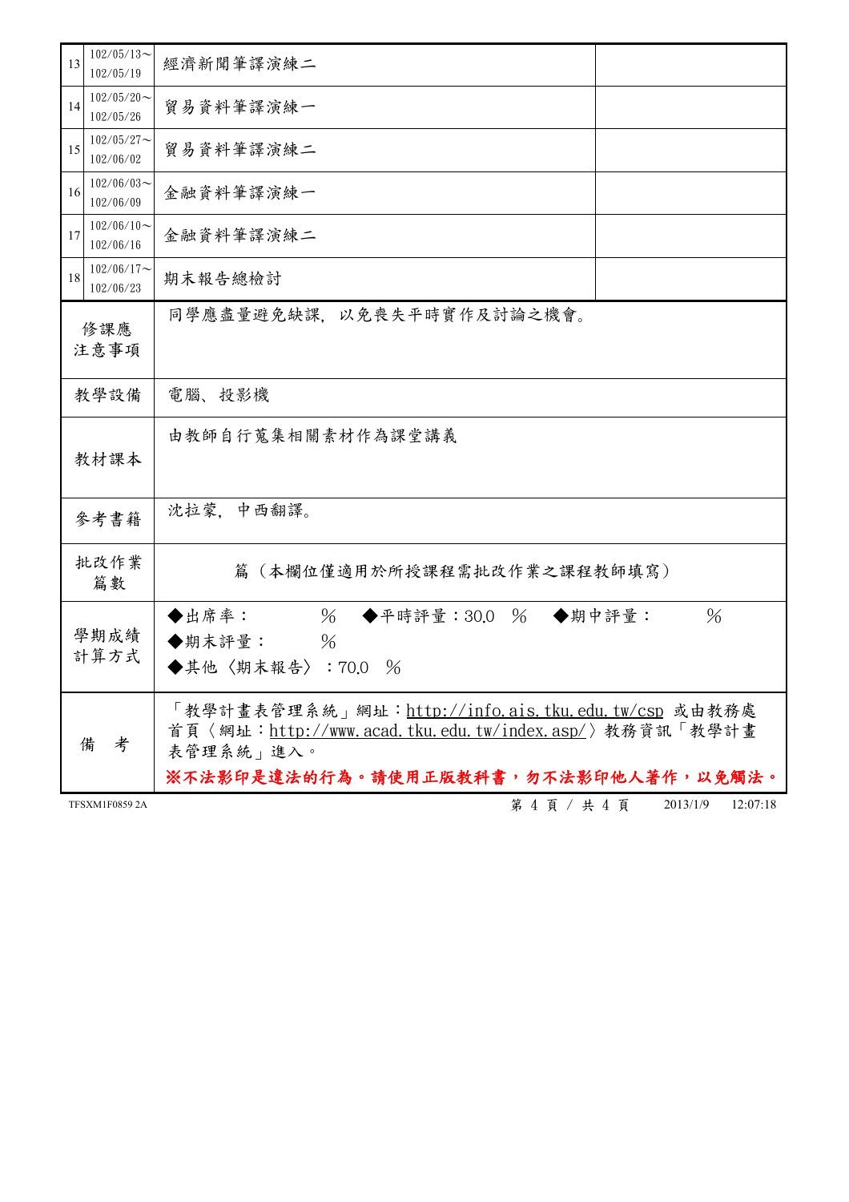| | | | |
|---|---|---|---|
| 13 | 102/05/13～102/05/19 | 經濟新聞筆譯演練二 | |
| 14 | 102/05/20～102/05/26 | 貿易資料筆譯演練一 | |
| 15 | 102/05/27～102/06/02 | 貿易資料筆譯演練二 | |
| 16 | 102/06/03～102/06/09 | 金融資料筆譯演練一 | |
| 17 | 102/06/10～102/06/16 | 金融資料筆譯演練二 | |
| 18 | 102/06/17～102/06/23 | 期末報告總檢討 | |

| | |
|---|---|
| 修課應注意事項 | 同學應盡量避免缺課，以免喪失平時實作及討論之機會。 |
| 教學設備 | 電腦、投影機 |
| 教材課本 | 由教師自行蒐集相關素材作為課堂講義 |
| 參考書籍 | 沈拉蒙，中西翻譯。 |
| 批改作業篇數 | 篇（本欄位僅適用於所授課程需批改作業之課程教師填寫） |
| 學期成績計算方式 | ◆出席率： %　◆平時評量：30.0 %　◆期中評量： %<br>◆期末評量： %<br>◆其他〈期末報告〉：70.0 % |
| 備　考 | 「教學計畫表管理系統」網址：http://info.ais.tku.edu.tw/csp 或由教務處首頁〈網址：http://www.acad.tku.edu.tw/index.asp/〉教務資訊「教學計畫表管理系統」進入。<br>**※不法影印是違法的行為。請使用正版教科書，勿不法影印他人著作，以免觸法。** |

TFSXM1F0859 2A　　2013/1/9　12:07:18